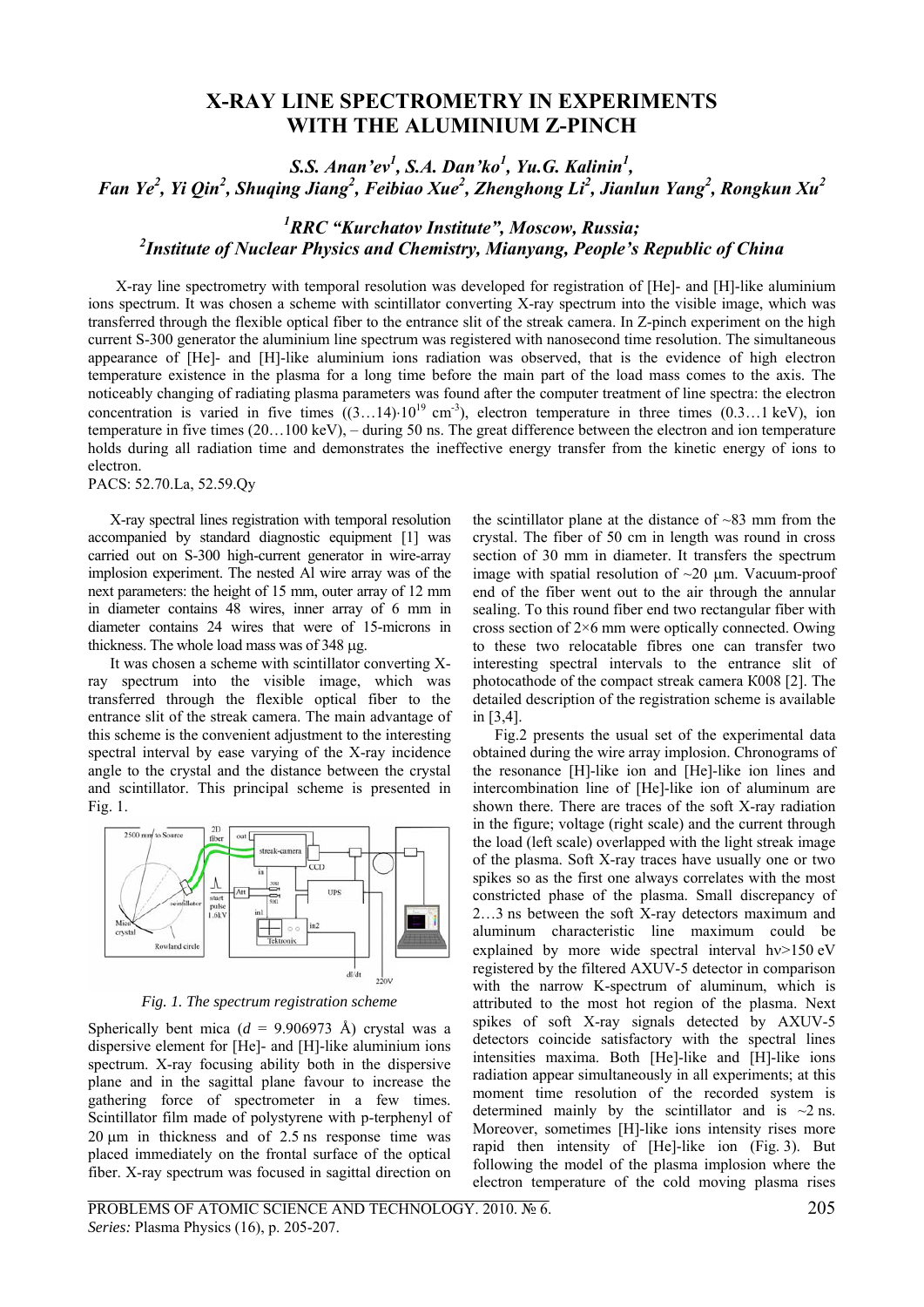# X-RAY LINE SPECTROMETRY IN EXPERIMENTS WITH THE ALUMINIUM Z-PINCH

***S.S. Anan'ev[1], S.A. Dan'ko[1], Yu.G. Kalinin[1], Fan Ye[2], Yi Qin[2], Shuqing Jiang[2], Feibiao Xue[2], Zhenghong Li[2], Jianlun Yang[2], Rongkun Xu[2]***

***[1]RRC "Kurchatov Institute", Moscow, Russia; [2]Institute of Nuclear Physics and Chemistry, Mianyang, People's Republic of China***

X-ray line spectrometry with temporal resolution was developed for registration of [He]- and [H]-like aluminium ions spectrum. It was chosen a scheme with scintillator converting X-ray spectrum into the visible image, which was transferred through the flexible optical fiber to the entrance slit of the streak camera. In Z-pinch experiment on the high current S-300 generator the aluminium line spectrum was registered with nanosecond time resolution. The simultaneous appearance of [He]- and [H]-like aluminium ions radiation was observed, that is the evidence of high electron temperature existence in the plasma for a long time before the main part of the load mass comes to the axis. The noticeably changing of radiating plasma parameters was found after the computer treatment of line spectra: the electron concentration is varied in five times ($(3\ldots14)\cdot10^{19}$ cm$^{-3}$), electron temperature in three times (0.3…1 keV), ion temperature in five times (20…100 keV), – during 50 ns. The great difference between the electron and ion temperature holds during all radiation time and demonstrates the ineffective energy transfer from the kinetic energy of ions to electron.

PACS: 52.70.La, 52.59.Qy

X-ray spectral lines registration with temporal resolution accompanied by standard diagnostic equipment [1] was carried out on S-300 high-current generator in wire-array implosion experiment. The nested Al wire array was of the next parameters: the height of 15 mm, outer array of 12 mm in diameter contains 48 wires, inner array of 6 mm in diameter contains 24 wires that were of 15-microns in thickness. The whole load mass was of 348 μg.

It was chosen a scheme with scintillator converting X-ray spectrum into the visible image, which was transferred through the flexible optical fiber to the entrance slit of the streak camera. The main advantage of this scheme is the convenient adjustment to the interesting spectral interval by ease varying of the X-ray incidence angle to the crystal and the distance between the crystal and scintillator. This principal scheme is presented in Fig. 1.

*Fig. 1. The spectrum registration scheme*

Spherically bent mica ($d$ = 9.906973 Å) crystal was a dispersive element for [He]- and [H]-like aluminium ions spectrum. X-ray focusing ability both in the dispersive plane and in the sagittal plane favour to increase the gathering force of spectrometer in a few times. Scintillator film made of polystyrene with p-terphenyl of 20 μm in thickness and of 2.5 ns response time was placed immediately on the frontal surface of the optical fiber. X-ray spectrum was focused in sagittal direction on the scintillator plane at the distance of ~83 mm from the crystal. The fiber of 50 cm in length was round in cross section of 30 mm in diameter. It transfers the spectrum image with spatial resolution of ~20 μm. Vacuum-proof end of the fiber went out to the air through the annular sealing. To this round fiber end two rectangular fiber with cross section of 2×6 mm were optically connected. Owing to these two relocatable fibres one can transfer two interesting spectral intervals to the entrance slit of photocathode of the compact streak camera K008 [2]. The detailed description of the registration scheme is available in [3,4].

Fig.2 presents the usual set of the experimental data obtained during the wire array implosion. Chronograms of the resonance [H]-like ion and [He]-like ion lines and intercombination line of [He]-like ion of aluminum are shown there. There are traces of the soft X-ray radiation in the figure; voltage (right scale) and the current through the load (left scale) overlapped with the light streak image of the plasma. Soft X-ray traces have usually one or two spikes so as the first one always correlates with the most constricted phase of the plasma. Small discrepancy of 2…3 ns between the soft X-ray detectors maximum and aluminum characteristic line maximum could be explained by more wide spectral interval hν>150 eV registered by the filtered AXUV-5 detector in comparison with the narrow K-spectrum of aluminum, which is attributed to the most hot region of the plasma. Next spikes of soft X-ray signals detected by AXUV-5 detectors coincide satisfactory with the spectral lines intensities maxima. Both [He]-like and [H]-like ions radiation appear simultaneously in all experiments; at this moment time resolution of the recorded system is determined mainly by the scintillator and is ~2 ns. Moreover, sometimes [H]-like ions intensity rises more rapid then intensity of [He]-like ion (Fig. 3). But following the model of the plasma implosion where the electron temperature of the cold moving plasma rises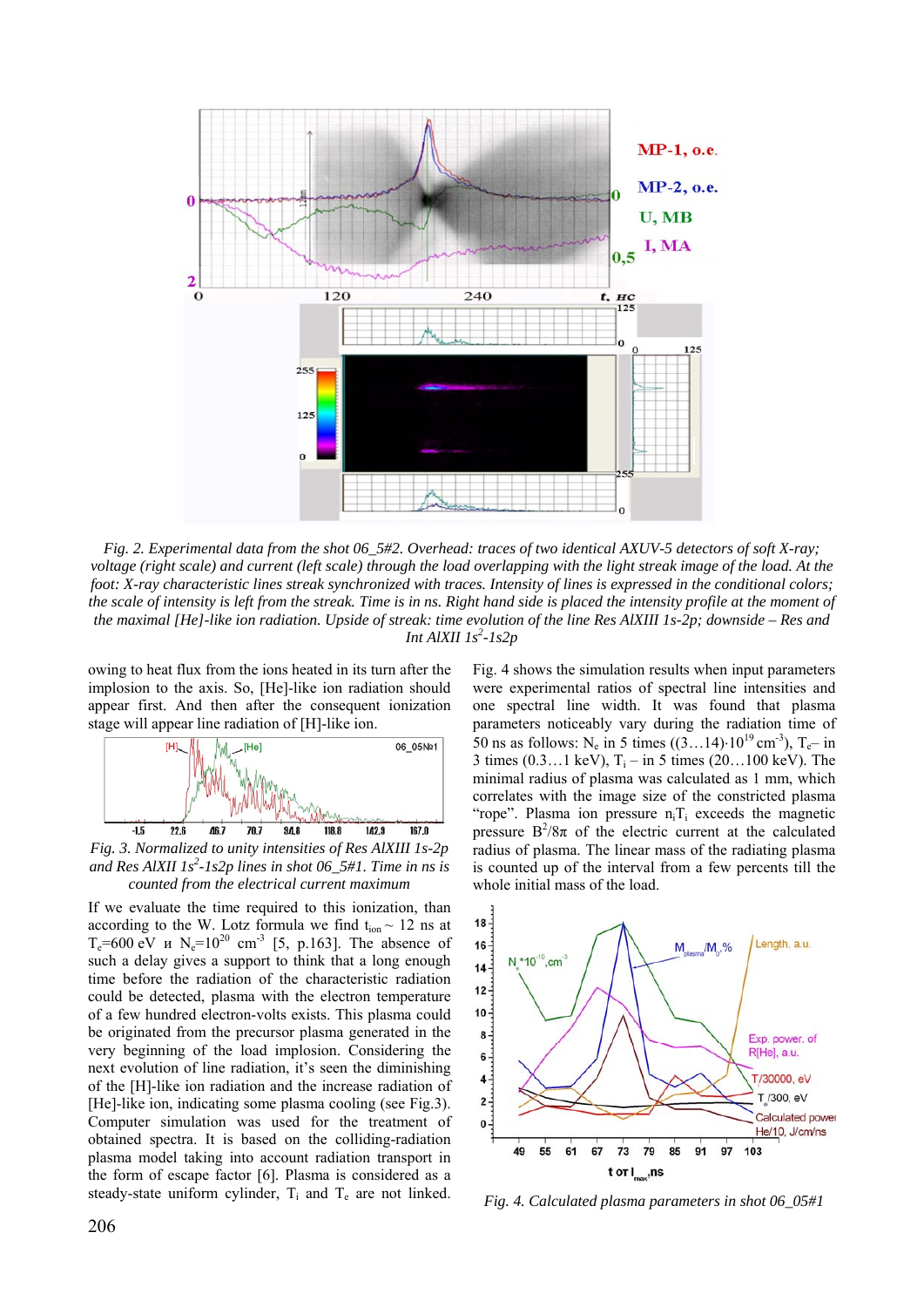*Fig. 2. Experimental data from the shot 06_5#2. Overhead: traces of two identical AXUV-5 detectors of soft X-ray; voltage (right scale) and current (left scale) through the load overlapping with the light streak image of the load. At the foot: X-ray characteristic lines streak synchronized with traces. Intensity of lines is expressed in the conditional colors; the scale of intensity is left from the streak. Time is in ns. Right hand side is placed the intensity profile at the moment of the maximal [He]-like ion radiation. Upside of streak: time evolution of the line Res AlXIII 1s-2p; downside – Res and Int AlXII $1s^2$-1s2p*

owing to heat flux from the ions heated in its turn after the implosion to the axis. So, [He]-like ion radiation should appear first. And then after the consequent ionization stage will appear line radiation of [H]-like ion.

*Fig. 3. Normalized to unity intensities of Res AlXIII 1s-2p and Res AlXII $1s^2$-1s2p lines in shot 06_5#1. Time in ns is counted from the electrical current maximum*

If we evaluate the time required to this ionization, than according to the W. Lotz formula we find $t_{ion} \sim 12$ ns at $T_e$=600 eV и $N_e=10^{20}$ cm$^{-3}$ [5, p.163]. The absence of such a delay gives a support to think that a long enough time before the radiation of the characteristic radiation could be detected, plasma with the electron temperature of a few hundred electron-volts exists. This plasma could be originated from the precursor plasma generated in the very beginning of the load implosion. Considering the next evolution of line radiation, it's seen the diminishing of the [H]-like ion radiation and the increase radiation of [He]-like ion, indicating some plasma cooling (see Fig.3). Computer simulation was used for the treatment of obtained spectra. It is based on the colliding-radiation plasma model taking into account radiation transport in the form of escape factor [6]. Plasma is considered as a steady-state uniform cylinder, $T_i$ and $T_e$ are not linked.

Fig. 4 shows the simulation results when input parameters were experimental ratios of spectral line intensities and one spectral line width. It was found that plasma parameters noticeably vary during the radiation time of 50 ns as follows: $N_e$ in 5 times ((3…14)$\cdot 10^{19}$ cm$^{-3}$), $T_e$– in 3 times (0.3…1 keV), $T_i$ – in 5 times (20…100 keV). The minimal radius of plasma was calculated as 1 mm, which correlates with the image size of the constricted plasma "rope". Plasma ion pressure $n_iT_i$ exceeds the magnetic pressure $B^2/8\pi$ of the electric current at the calculated radius of plasma. The linear mass of the radiating plasma is counted up of the interval from a few percents till the whole initial mass of the load.

*Fig. 4. Calculated plasma parameters in shot 06_05#1*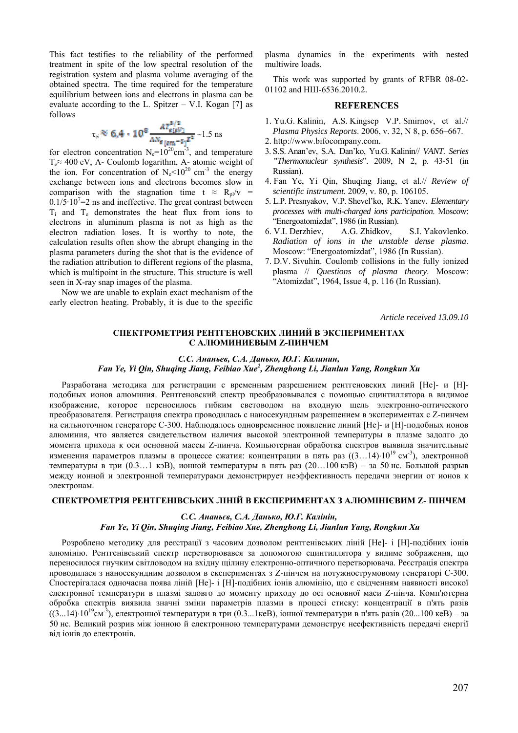This fact testifies to the reliability of the performed treatment in spite of the low spectral resolution of the registration system and plasma volume averaging of the obtained spectra. The time required for the temperature equilibrium between ions and electrons in plasma can be evaluate according to the L. Spitzer – V.I. Kogan [7] as follows

$$\tau_{ei} \approx 6.4 \cdot 10^{8} \frac{A T_{e[eV]}^{3/2}}{\Lambda N_{e\,[cm^{-3}]} Z^{2}} \sim 1.5 \text{ ns}$$

for electron concentration $N_e=10^{20}$cm$^{-3}$, and temperature $T_e \approx 400$ eV, Λ- Coulomb logarithm, A- atomic weight of the ion. For concentration of $N_e<10^{20}$ cm$^{-3}$ the energy exchange between ions and electrons becomes slow in comparison with the stagnation time $t \approx R_{pl}/v = 0.1/5\cdot10^7=2$ ns and ineffective. The great contrast between $T_i$ and $T_e$ demonstrates the heat flux from ions to electrons in aluminum plasma is not as high as the electron radiation loses. It is worthy to note, the calculation results often show the abrupt changing in the plasma parameters during the shot that is the evidence of the radiation attribution to different regions of the plasma, which is multipoint in the structure. This structure is well seen in X-ray snap images of the plasma.

Now we are unable to explain exact mechanism of the early electron heating. Probably, it is due to the specific plasma dynamics in the experiments with nested multiwire loads.

This work was supported by grants of RFBR 08-02-01102 and НШ-6536.2010.2.

## REFERENCES

1. Yu.G. Kalinin, A.S. Kingsep V.P. Smirnov, et al.// *Plasma Physics Reports*. 2006, v. 32, N 8, p. 656–667.
2. http://www.bifocompany.com.
3. S.S. Anan'ev, S.A. Dan'ko, Yu.G. Kalinin// *VANT. Series "Thermonuclear synthesis*". 2009, N 2, p. 43-51 (in Russian).
4. Fan Ye, Yi Qin, Shuqing Jiang, et al.// *Review of scientific instrument.* 2009, v. 80, p. 106105.
5. L.P. Presnyakov, V.P. Shevel'ko, R.K. Yanev. *Elementary processes with multi-charged ions participation.* Moscow: "Energoatomizdat", 1986 (in Russian).
6. V.I. Derzhiev, A.G. Zhidkov, S.I. Yakovlenko. *Radiation of ions in the unstable dense plasma*. Moscow: "Energoatomizdat", 1986 (In Russian).
7. D.V. Sivuhin. Coulomb collisions in the fully ionized plasma // *Questions of plasma theory*. Moscow: "Atomizdat", 1964, Issue 4, p. 116 (In Russian).

*Article received 13.09.10*

## СПЕКТРОМЕТРИЯ РЕНТГЕНОВСКИХ ЛИНИЙ В ЭКСПЕРИМЕНТАХ С АЛЮМИНИЕВЫМ Z-ПИНЧЕМ

***С.С. Ананьев, С.А. Данько, Ю.Г. Калинин, Fan Ye, Yi Qin, Shuqing Jiang, Feibiao Xue[2], Zhenghong Li, Jianlun Yang, Rongkun Xu***

Разработана методика для регистрации с временным разрешением рентгеновских линий [He]- и [H]-подобных ионов алюминия. Рентгеновский спектр преобразовывался с помощью сцинтиллятора в видимое изображение, которое переносилось гибким световодом на входную щель электронно-оптического преобразователя. Регистрация спектра проводилась с наносекундным разрешением в экспериментах с Z-пинчем на сильноточном генераторе С-300. Наблюдалось одновременное появление линий [He]- и [H]-подобных ионов алюминия, что является свидетельством наличия высокой электронной температуры в плазме задолго до момента прихода к оси основной массы Z-пинча. Компьютерная обработка спектров выявила значительные изменения параметров плазмы в процессе сжатия: концентрации в пять раз ((3…14)·10$^{19}$ см$^{-3}$), электронной температуры в три (0.3…1 кэВ), ионной температуры в пять раз (20…100 кэВ) – за 50 нс. Большой разрыв между ионной и электронной температурами демонстрирует неэффективность передачи энергии от ионов к электронам.

## СПЕКТРОМЕТРІЯ РЕНТГЕНІВСЬКИХ ЛІНІЙ В ЕКСПЕРИМЕНТАХ З АЛЮМІНІЄВИМ Z- ПІНЧЕМ

***С.С. Ананьєв, С.А. Данько, Ю.Г. Калінін, Fan Ye, Yi Qin, Shuqing Jiang, Feibiao Xue, Zhenghong Li, Jianlun Yang, Rongkun Xu***

Розроблено методику для реєстрації з часовим дозволом рентгенівських ліній [He]- і [H]-подібних іонів алюмінію. Рентгенівський спектр перетворювався за допомогою сцинтиллятора у видиме зображення, що переносилося гнучким світловодом на вхідну щілину електронно-оптичного перетворювача. Реєстрація спектра проводилася з наносекундним дозволом в експериментах з Z-пінчем на потужнострумовому генераторі С-300. Спостерігалася одночасна поява ліній [He]- і [H]-подібних іонів алюмінію, що є свідченням наявності високої електронної температури в плазмі задовго до моменту приходу до осі основної маси Z-пінча. Комп'ютерна обробка спектрів виявила значні зміни параметрів плазми в процесі стиску: концентрації в п'ять разів ((3...14)·10$^{19}$см$^{-3}$), електронної температури в три (0.3...1кеВ), іонної температури в п'ять разів (20...100 кеВ) – за 50 нс. Великий розрив між іонною й електронною температурами демонструє неефективність передачі енергії від іонів до електронів.